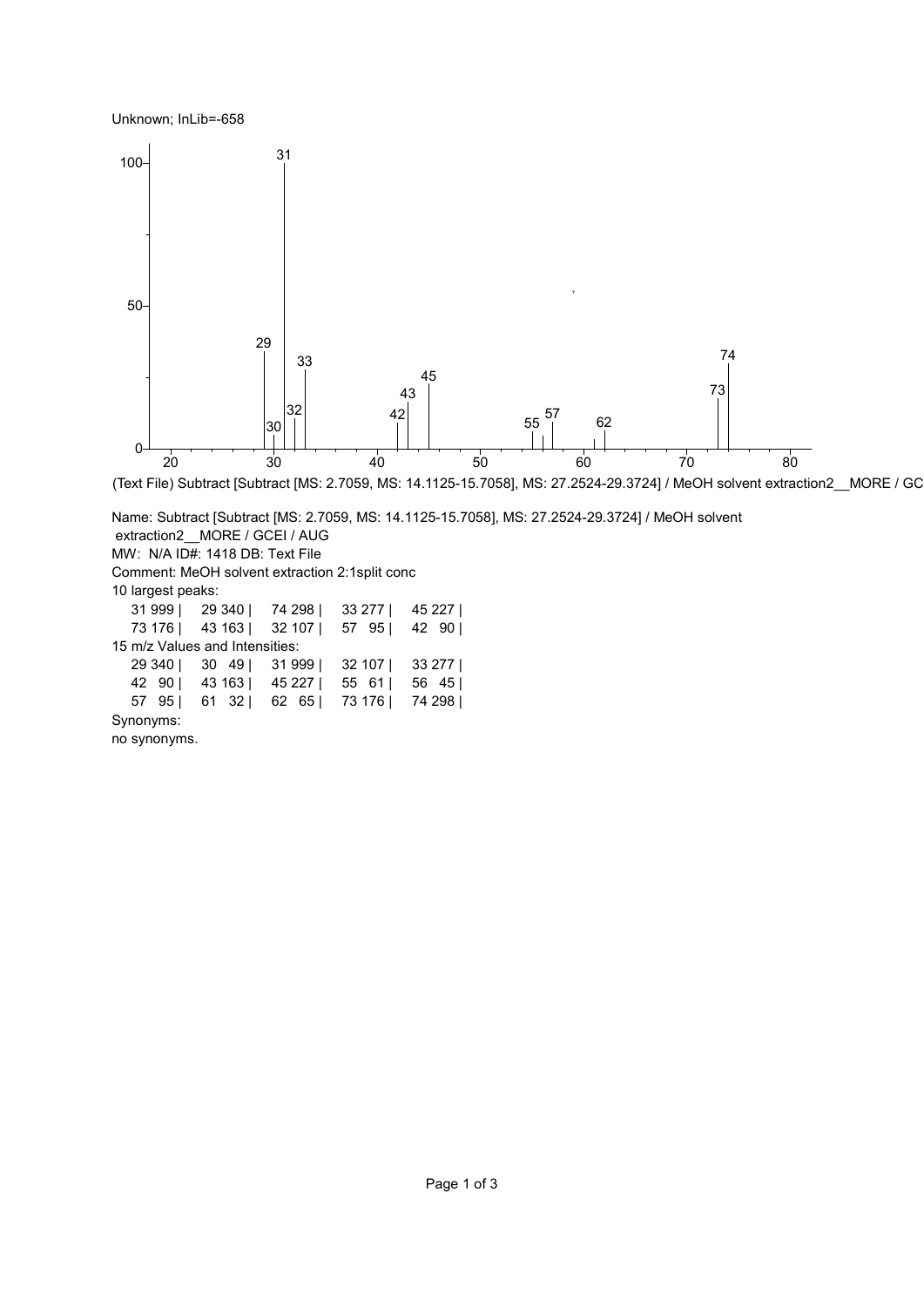Unknown; InLib=-658

(Text File) Subtract [Subtract [MS: 2.7059, MS: 14.1125-15.7058], MS: 27.2524-29.3724] / MeOH solvent extraction2__MORE / GC

Name: Subtract [Subtract [MS: 2.7059, MS: 14.1125-15.7058], MS: 27.2524-29.3724] / MeOH solvent extraction2__MORE / GCEI / AUG

MW: N/A ID#: 1418 DB: Text File

Comment: MeOH solvent extraction 2:1split conc

10 largest peaks:

| | | | | |
|---|---|---|---|---|
| 31 999 | | 29 340 | | 74 298 | | 33 277 | | 45 227 | |
| 73 176 | | 43 163 | | 32 107 | | 57 95 | | 42 90 | |

15 m/z Values and Intensities:

| | | | | |
|---|---|---|---|---|
| 29 340 | | 30 49 | | 31 999 | | 32 107 | | 33 277 | |
| 42 90 | | 43 163 | | 45 227 | | 55 61 | | 56 45 | |
| 57 95 | | 61 32 | | 62 65 | | 73 176 | | 74 298 | |

Synonyms:

no synonyms.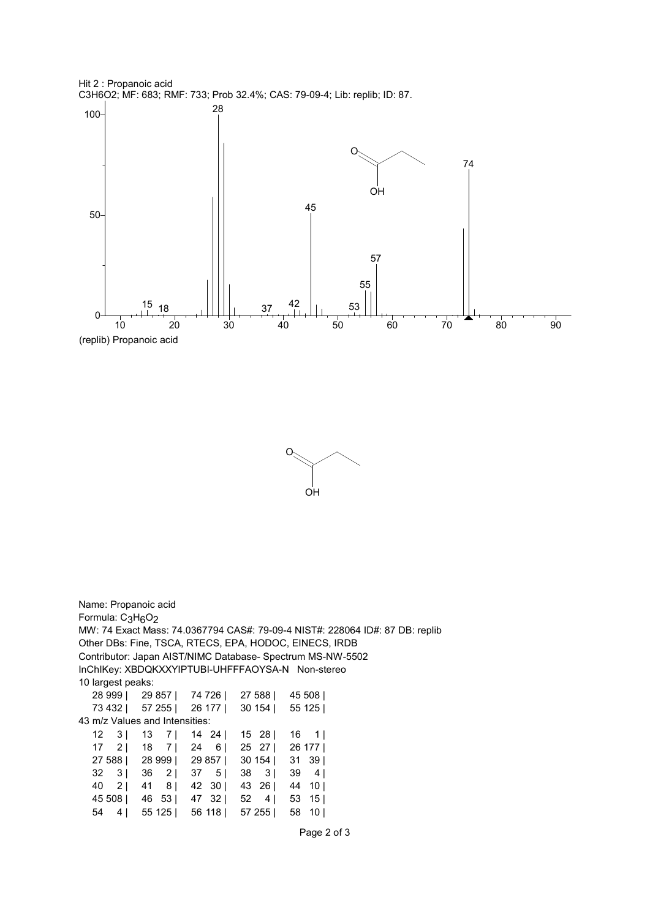Hit 2 : Propanoic acid
$C3H6O2$; MF: 683; RMF: 733; Prob 32.4%; CAS: 79-09-4; Lib: replib; ID: 87.

(replib) Propanoic acid

Name: Propanoic acid
Formula: $C_3H_6O_2$
MW: 74 Exact Mass: 74.0367794 CAS#: 79-09-4 NIST#: 228064 ID#: 87 DB: replib
Other DBs: Fine, TSCA, RTECS, EPA, HODOC, EINECS, IRDB
Contributor: Japan AIST/NIMC Database- Spectrum MS-NW-5502
InChIKey: XBDQKXXYIPTUBI-UHFFFAOYSA-N Non-stereo

10 largest peaks:

| | | | | |
|---|---|---|---|---|
| 28 999 | 29 857 | 74 726 | 27 588 | 45 508 |
| 73 432 | 57 255 | 26 177 | 30 154 | 55 125 |

43 m/z Values and Intensities:

| | | | | |
|---|---|---|---|---|
| 12 3 | 13 7 | 14 24 | 15 28 | 16 1 |
| 17 2 | 18 7 | 24 6 | 25 27 | 26 177 |
| 27 588 | 28 999 | 29 857 | 30 154 | 31 39 |
| 32 3 | 36 2 | 37 5 | 38 3 | 39 4 |
| 40 2 | 41 8 | 42 30 | 43 26 | 44 10 |
| 45 508 | 46 53 | 47 32 | 52 4 | 53 15 |
| 54 4 | 55 125 | 56 118 | 57 255 | 58 10 |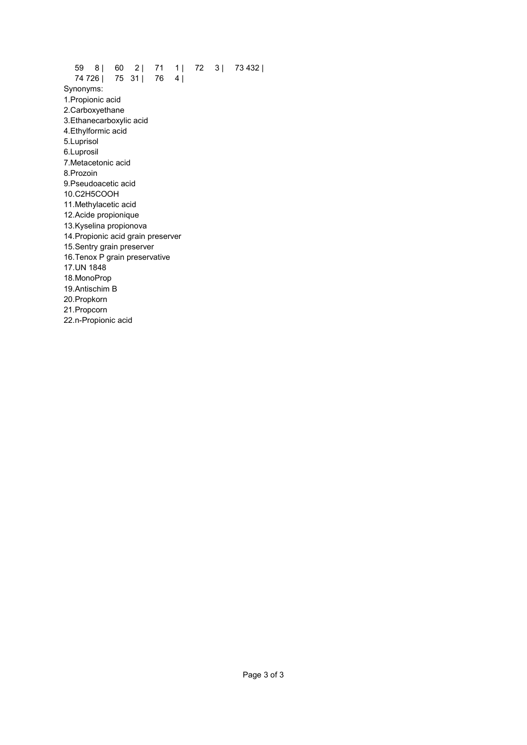59 8 | 60 2 | 71 1 | 72 3 | 73 432 |
74 726 | 75 31 | 76 4 |

Synonyms:

1.Propionic acid
2.Carboxyethane
3.Ethanecarboxylic acid
4.Ethylformic acid
5.Luprisol
6.Luprosil
7.Metacetonic acid
8.Prozoin
9.Pseudoacetic acid
10.C2H5COOH
11.Methylacetic acid
12.Acide propionique
13.Kyselina propionova
14.Propionic acid grain preserver
15.Sentry grain preserver
16.Tenox P grain preservative
17.UN 1848
18.MonoProp
19.Antischim B
20.Propkorn
21.Propcorn
22.n-Propionic acid